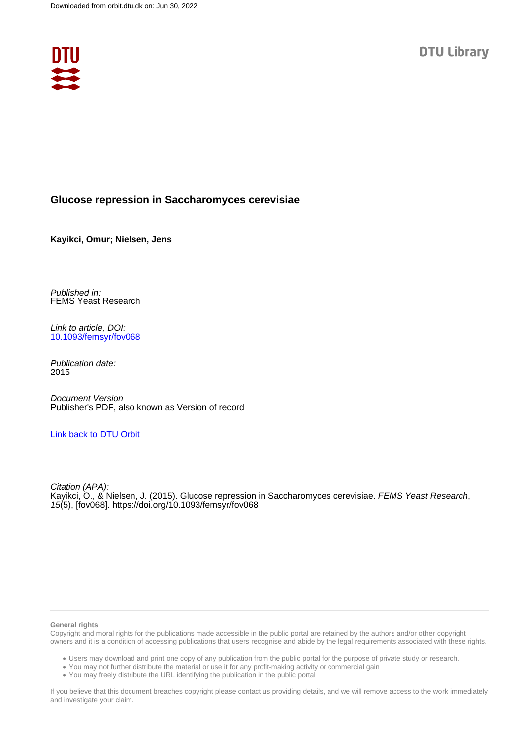Downloaded from orbit.dtu.dk on: Jun 30, 2022

DTU Library

# Glucose repression in Saccharomyces cerevisiae

**Kayikci, Omur; Nielsen, Jens**

*Published in:*
FEMS Yeast Research

*Link to article, DOI:*
10.1093/femsyr/fov068

*Publication date:*
2015

*Document Version*
Publisher's PDF, also known as Version of record

Link back to DTU Orbit

*Citation (APA):*
Kayikci, O., & Nielsen, J. (2015). Glucose repression in Saccharomyces cerevisiae. *FEMS Yeast Research*, *15*(5), [fov068]. https://doi.org/10.1093/femsyr/fov068

**General rights**

Copyright and moral rights for the publications made accessible in the public portal are retained by the authors and/or other copyright owners and it is a condition of accessing publications that users recognise and abide by the legal requirements associated with these rights.

- Users may download and print one copy of any publication from the public portal for the purpose of private study or research.
- You may not further distribute the material or use it for any profit-making activity or commercial gain
- You may freely distribute the URL identifying the publication in the public portal

If you believe that this document breaches copyright please contact us providing details, and we will remove access to the work immediately and investigate your claim.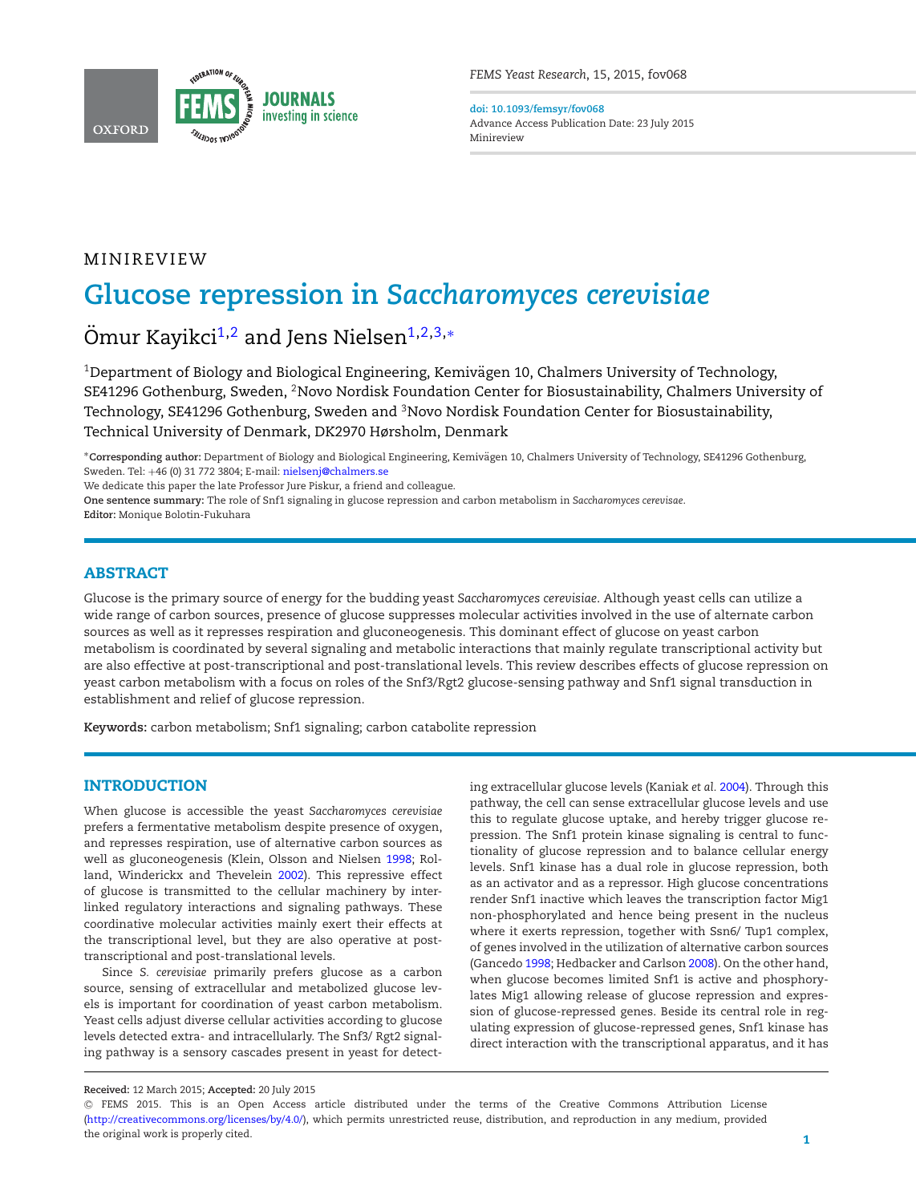# MINIREVIEW

# Glucose repression in *Saccharomyces cerevisiae*

Ömur Kayikci[1,2] and Jens Nielsen[1,2,3,*]

[1]Department of Biology and Biological Engineering, Kemivägen 10, Chalmers University of Technology, SE41296 Gothenburg, Sweden, [2]Novo Nordisk Foundation Center for Biosustainability, Chalmers University of Technology, SE41296 Gothenburg, Sweden and [3]Novo Nordisk Foundation Center for Biosustainability, Technical University of Denmark, DK2970 Hørsholm, Denmark

*Corresponding author: Department of Biology and Biological Engineering, Kemivägen 10, Chalmers University of Technology, SE41296 Gothenburg, Sweden. Tel: +46 (0) 31 772 3804; E-mail: nielsenj@chalmers.se

We dedicate this paper the late Professor Jure Piskur, a friend and colleague.

**One sentence summary:** The role of Snf1 signaling in glucose repression and carbon metabolism in *Saccharomyces cerevisiae*.

**Editor:** Monique Bolotin-Fukuhara

## ABSTRACT

Glucose is the primary source of energy for the budding yeast *Saccharomyces cerevisiae*. Although yeast cells can utilize a wide range of carbon sources, presence of glucose suppresses molecular activities involved in the use of alternate carbon sources as well as it represses respiration and gluconeogenesis. This dominant effect of glucose on yeast carbon metabolism is coordinated by several signaling and metabolic interactions that mainly regulate transcriptional activity but are also effective at post-transcriptional and post-translational levels. This review describes effects of glucose repression on yeast carbon metabolism with a focus on roles of the Snf3/Rgt2 glucose-sensing pathway and Snf1 signal transduction in establishment and relief of glucose repression.

**Keywords:** carbon metabolism; Snf1 signaling; carbon catabolite repression

## INTRODUCTION

When glucose is accessible the yeast *Saccharomyces cerevisiae* prefers a fermentative metabolism despite presence of oxygen, and represses respiration, use of alternative carbon sources as well as gluconeogenesis (Klein, Olsson and Nielsen 1998; Rolland, Winderickx and Thevelein 2002). This repressive effect of glucose is transmitted to the cellular machinery by interlinked regulatory interactions and signaling pathways. These coordinative molecular activities mainly exert their effects at the transcriptional level, but they are also operative at post-transcriptional and post-translational levels.

Since *S. cerevisiae* primarily prefers glucose as a carbon source, sensing of extracellular and metabolized glucose levels is important for coordination of yeast carbon metabolism. Yeast cells adjust diverse cellular activities according to glucose levels detected extra- and intracellularly. The Snf3/ Rgt2 signaling pathway is a sensory cascades present in yeast for detecting extracellular glucose levels (Kaniak *et al.* 2004). Through this pathway, the cell can sense extracellular glucose levels and use this to regulate glucose uptake, and hereby trigger glucose repression. The Snf1 protein kinase signaling is central to functionality of glucose repression and to balance cellular energy levels. Snf1 kinase has a dual role in glucose repression, both as an activator and as a repressor. High glucose concentrations render Snf1 inactive which leaves the transcription factor Mig1 non-phosphorylated and hence being present in the nucleus where it exerts repression, together with Ssn6/ Tup1 complex, of genes involved in the utilization of alternative carbon sources (Gancedo 1998; Hedbacker and Carlson 2008). On the other hand, when glucose becomes limited Snf1 is active and phosphorylates Mig1 allowing release of glucose repression and expression of glucose-repressed genes. Beside its central role in regulating expression of glucose-repressed genes, Snf1 kinase has direct interaction with the transcriptional apparatus, and it has

**Received:** 12 March 2015; **Accepted:** 20 July 2015

© FEMS 2015. This is an Open Access article distributed under the terms of the Creative Commons Attribution License (http://creativecommons.org/licenses/by/4.0/), which permits unrestricted reuse, distribution, and reproduction in any medium, provided the original work is properly cited.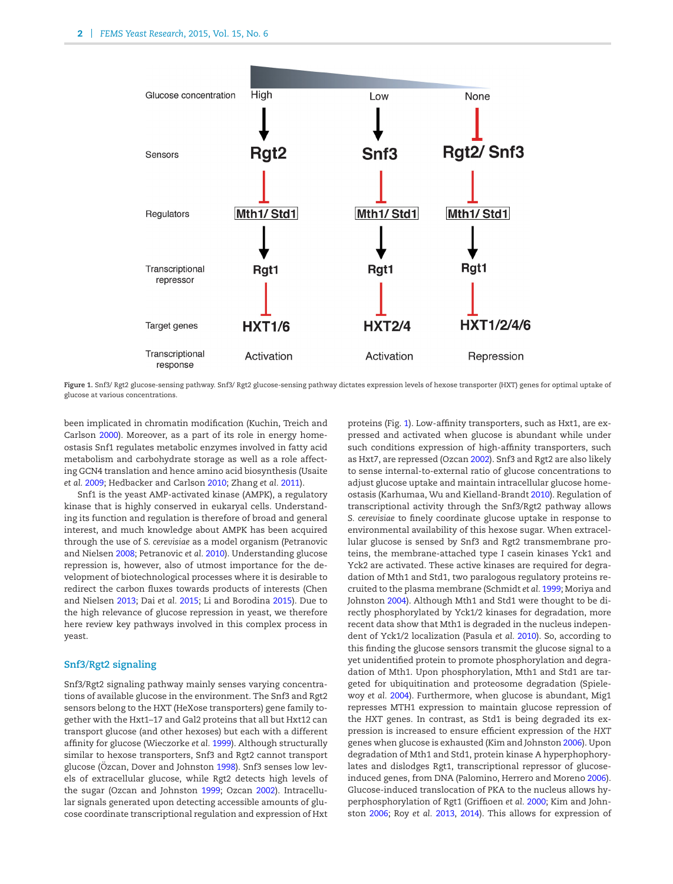Figure 1. Snf3/ Rgt2 glucose-sensing pathway. Snf3/ Rgt2 glucose-sensing pathway dictates expression levels of hexose transporter (HXT) genes for optimal uptake of glucose at various concentrations.

been implicated in chromatin modification (Kuchin, Treich and Carlson 2000). Moreover, as a part of its role in energy homeostasis Snf1 regulates metabolic enzymes involved in fatty acid metabolism and carbohydrate storage as well as a role affecting GCN4 translation and hence amino acid biosynthesis (Usaite *et al.* 2009; Hedbacker and Carlson 2010; Zhang *et al.* 2011).

Snf1 is the yeast AMP-activated kinase (AMPK), a regulatory kinase that is highly conserved in eukaryal cells. Understanding its function and regulation is therefore of broad and general interest, and much knowledge about AMPK has been acquired through the use of *S. cerevisiae* as a model organism (Petranovic and Nielsen 2008; Petranovic *et al.* 2010). Understanding glucose repression is, however, also of utmost importance for the development of biotechnological processes where it is desirable to redirect the carbon fluxes towards products of interests (Chen and Nielsen 2013; Dai *et al.* 2015; Li and Borodina 2015). Due to the high relevance of glucose repression in yeast, we therefore here review key pathways involved in this complex process in yeast.

## Snf3/Rgt2 signaling

Snf3/Rgt2 signaling pathway mainly senses varying concentrations of available glucose in the environment. The Snf3 and Rgt2 sensors belong to the HXT (HeXose transporters) gene family together with the Hxt1–17 and Gal2 proteins that all but Hxt12 can transport glucose (and other hexoses) but each with a different affinity for glucose (Wieczorke *et al.* 1999). Although structurally similar to hexose transporters, Snf3 and Rgt2 cannot transport glucose (Özcan, Dover and Johnston 1998). Snf3 senses low levels of extracellular glucose, while Rgt2 detects high levels of the sugar (Ozcan and Johnston 1999; Ozcan 2002). Intracellular signals generated upon detecting accessible amounts of glucose coordinate transcriptional regulation and expression of Hxt proteins (Fig. 1). Low-affinity transporters, such as Hxt1, are expressed and activated when glucose is abundant while under such conditions expression of high-affinity transporters, such as Hxt7, are repressed (Ozcan 2002). Snf3 and Rgt2 are also likely to sense internal-to-external ratio of glucose concentrations to adjust glucose uptake and maintain intracellular glucose homeostasis (Karhumaa, Wu and Kielland-Brandt 2010). Regulation of transcriptional activity through the Snf3/Rgt2 pathway allows *S. cerevisiae* to finely coordinate glucose uptake in response to environmental availability of this hexose sugar. When extracellular glucose is sensed by Snf3 and Rgt2 transmembrane proteins, the membrane-attached type I casein kinases Yck1 and Yck2 are activated. These active kinases are required for degradation of Mth1 and Std1, two paralogous regulatory proteins recruited to the plasma membrane (Schmidt *et al.* 1999; Moriya and Johnston 2004). Although Mth1 and Std1 were thought to be directly phosphorylated by Yck1/2 kinases for degradation, more recent data show that Mth1 is degraded in the nucleus independent of Yck1/2 localization (Pasula *et al.* 2010). So, according to this finding the glucose sensors transmit the glucose signal to a yet unidentified protein to promote phosphorylation and degradation of Mth1. Upon phosphorylation, Mth1 and Std1 are targeted for ubiquitination and proteosome degradation (Spielewoy *et al.* 2004). Furthermore, when glucose is abundant, Mig1 represses MTH1 expression to maintain glucose repression of the *HXT* genes. In contrast, as Std1 is being degraded its expression is increased to ensure efficient expression of the *HXT* genes when glucose is exhausted (Kim and Johnston 2006). Upon degradation of Mth1 and Std1, protein kinase A hyperphosphorylates and dislodges Rgt1, transcriptional repressor of glucose-induced genes, from DNA (Palomino, Herrero and Moreno 2006). Glucose-induced translocation of PKA to the nucleus allows hyperphosphorylation of Rgt1 (Griffioen *et al.* 2000; Kim and Johnston 2006; Roy *et al.* 2013, 2014). This allows for expression of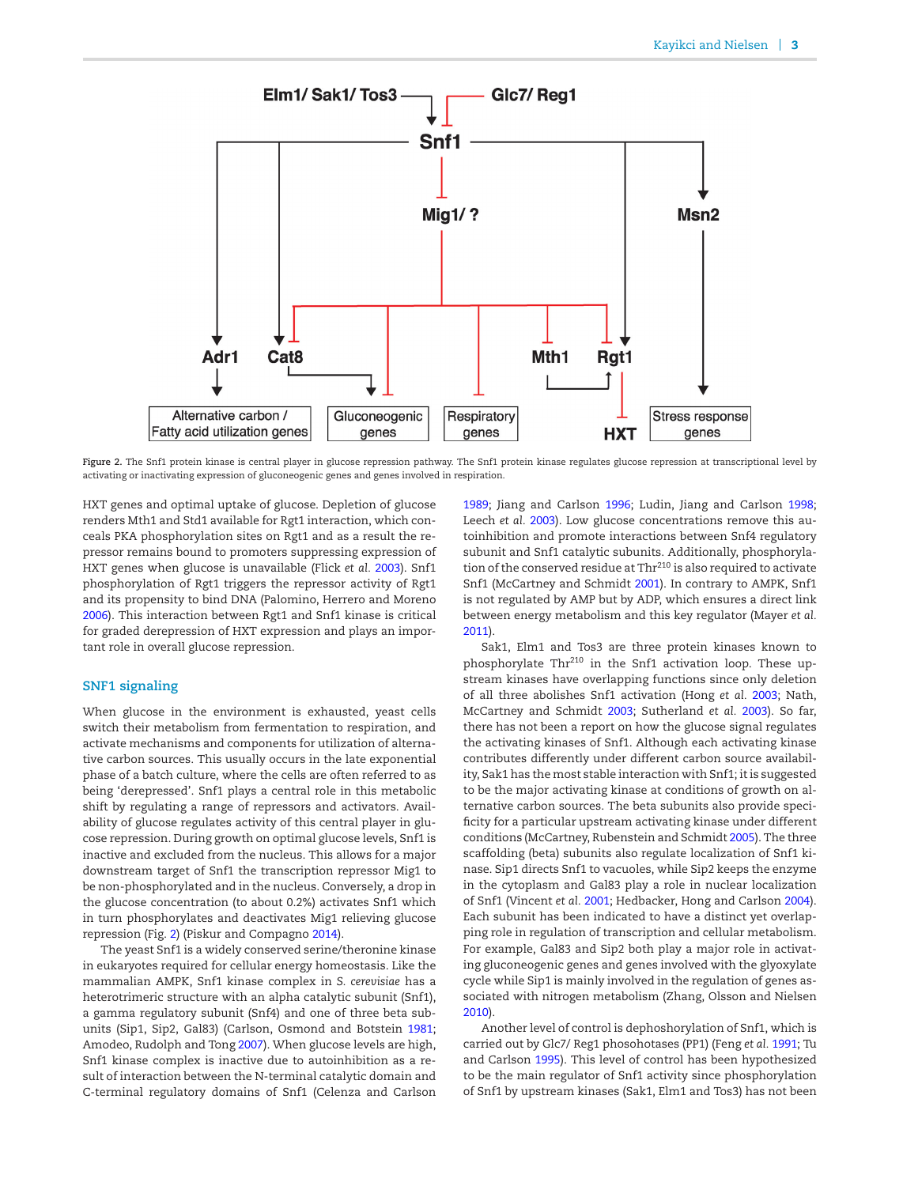Figure 2. The Snf1 protein kinase is central player in glucose repression pathway. The Snf1 protein kinase regulates glucose repression at transcriptional level by activating or inactivating expression of gluconeogenic genes and genes involved in respiration.

HXT genes and optimal uptake of glucose. Depletion of glucose renders Mth1 and Std1 available for Rgt1 interaction, which conceals PKA phosphorylation sites on Rgt1 and as a result the repressor remains bound to promoters suppressing expression of HXT genes when glucose is unavailable (Flick *et al.* 2003). Snf1 phosphorylation of Rgt1 triggers the repressor activity of Rgt1 and its propensity to bind DNA (Palomino, Herrero and Moreno 2006). This interaction between Rgt1 and Snf1 kinase is critical for graded derepression of HXT expression and plays an important role in overall glucose repression.

## SNF1 signaling

When glucose in the environment is exhausted, yeast cells switch their metabolism from fermentation to respiration, and activate mechanisms and components for utilization of alternative carbon sources. This usually occurs in the late exponential phase of a batch culture, where the cells are often referred to as being 'derepressed'. Snf1 plays a central role in this metabolic shift by regulating a range of repressors and activators. Availability of glucose regulates activity of this central player in glucose repression. During growth on optimal glucose levels, Snf1 is inactive and excluded from the nucleus. This allows for a major downstream target of Snf1 the transcription repressor Mig1 to be non-phosphorylated and in the nucleus. Conversely, a drop in the glucose concentration (to about 0.2%) activates Snf1 which in turn phosphorylates and deactivates Mig1 relieving glucose repression (Fig. 2) (Piskur and Compagno 2014).

The yeast Snf1 is a widely conserved serine/theronine kinase in eukaryotes required for cellular energy homeostasis. Like the mammalian AMPK, Snf1 kinase complex in *S. cerevisiae* has a heterotrimeric structure with an alpha catalytic subunit (Snf1), a gamma regulatory subunit (Snf4) and one of three beta subunits (Sip1, Sip2, Gal83) (Carlson, Osmond and Botstein 1981; Amodeo, Rudolph and Tong 2007). When glucose levels are high, Snf1 kinase complex is inactive due to autoinhibition as a result of interaction between the N-terminal catalytic domain and C-terminal regulatory domains of Snf1 (Celenza and Carlson 1989; Jiang and Carlson 1996; Ludin, Jiang and Carlson 1998; Leech *et al.* 2003). Low glucose concentrations remove this autoinhibition and promote interactions between Snf4 regulatory subunit and Snf1 catalytic subunits. Additionally, phosphorylation of the conserved residue at Thr[210] is also required to activate Snf1 (McCartney and Schmidt 2001). In contrary to AMPK, Snf1 is not regulated by AMP but by ADP, which ensures a direct link between energy metabolism and this key regulator (Mayer *et al.* 2011).

Sak1, Elm1 and Tos3 are three protein kinases known to phosphorylate Thr[210] in the Snf1 activation loop. These upstream kinases have overlapping functions since only deletion of all three abolishes Snf1 activation (Hong *et al.* 2003; Nath, McCartney and Schmidt 2003; Sutherland *et al.* 2003). So far, there has not been a report on how the glucose signal regulates the activating kinases of Snf1. Although each activating kinase contributes differently under different carbon source availability, Sak1 has the most stable interaction with Snf1; it is suggested to be the major activating kinase at conditions of growth on alternative carbon sources. The beta subunits also provide specificity for a particular upstream activating kinase under different conditions (McCartney, Rubenstein and Schmidt 2005). The three scaffolding (beta) subunits also regulate localization of Snf1 kinase. Sip1 directs Snf1 to vacuoles, while Sip2 keeps the enzyme in the cytoplasm and Gal83 play a role in nuclear localization of Snf1 (Vincent *et al.* 2001; Hedbacker, Hong and Carlson 2004). Each subunit has been indicated to have a distinct yet overlapping role in regulation of transcription and cellular metabolism. For example, Gal83 and Sip2 both play a major role in activating gluconeogenic genes and genes involved with the glyoxylate cycle while Sip1 is mainly involved in the regulation of genes associated with nitrogen metabolism (Zhang, Olsson and Nielsen 2010).

Another level of control is dephoshorylation of Snf1, which is carried out by Glc7/ Reg1 phosohotases (PP1) (Feng *et al.* 1991; Tu and Carlson 1995). This level of control has been hypothesized to be the main regulator of Snf1 activity since phosphorylation of Snf1 by upstream kinases (Sak1, Elm1 and Tos3) has not been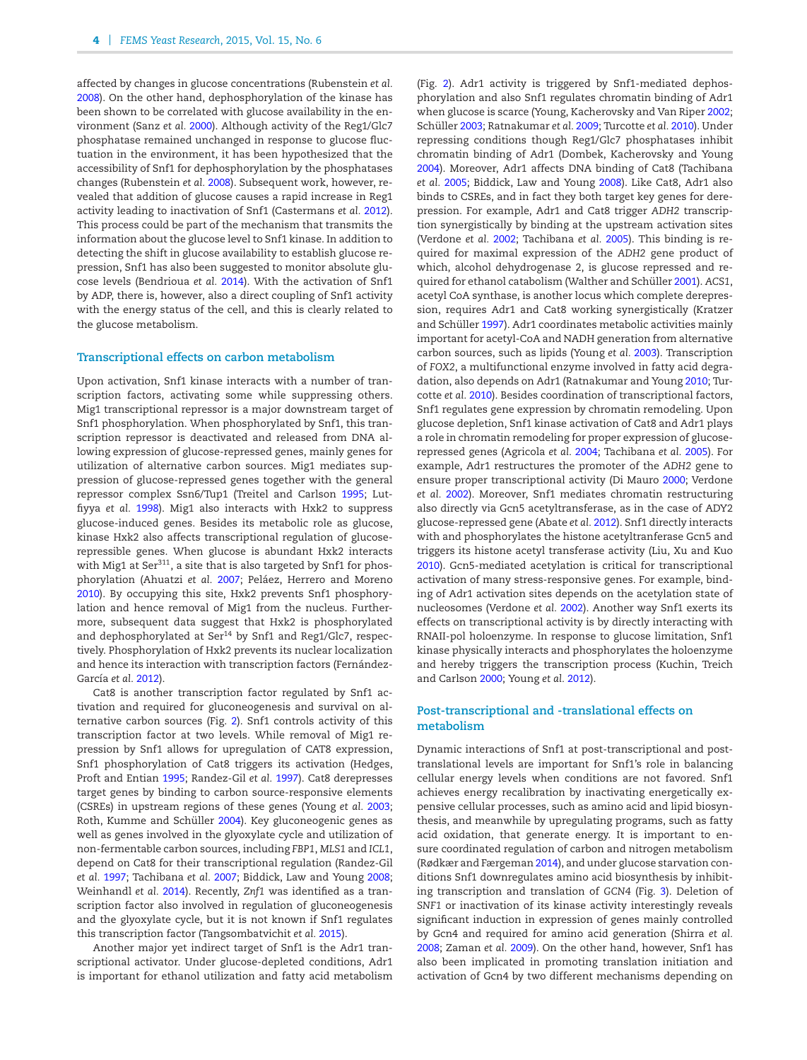affected by changes in glucose concentrations (Rubenstein *et al.* 2008). On the other hand, dephosphorylation of the kinase has been shown to be correlated with glucose availability in the environment (Sanz *et al.* 2000). Although activity of the Reg1/Glc7 phosphatase remained unchanged in response to glucose fluctuation in the environment, it has been hypothesized that the accessibility of Snf1 for dephosphorylation by the phosphatases changes (Rubenstein *et al.* 2008). Subsequent work, however, revealed that addition of glucose causes a rapid increase in Reg1 activity leading to inactivation of Snf1 (Castermans *et al.* 2012). This process could be part of the mechanism that transmits the information about the glucose level to Snf1 kinase. In addition to detecting the shift in glucose availability to establish glucose repression, Snf1 has also been suggested to monitor absolute glucose levels (Bendrioua *et al.* 2014). With the activation of Snf1 by ADP, there is, however, also a direct coupling of Snf1 activity with the energy status of the cell, and this is clearly related to the glucose metabolism.

## Transcriptional effects on carbon metabolism

Upon activation, Snf1 kinase interacts with a number of transcription factors, activating some while suppressing others. Mig1 transcriptional repressor is a major downstream target of Snf1 phosphorylation. When phosphorylated by Snf1, this transcription repressor is deactivated and released from DNA allowing expression of glucose-repressed genes, mainly genes for utilization of alternative carbon sources. Mig1 mediates suppression of glucose-repressed genes together with the general repressor complex Ssn6/Tup1 (Treitel and Carlson 1995; Lutfiyya *et al.* 1998). Mig1 also interacts with Hxk2 to suppress glucose-induced genes. Besides its metabolic role as glucose, kinase Hxk2 also affects transcriptional regulation of glucose-repressible genes. When glucose is abundant Hxk2 interacts with Mig1 at Ser[311], a site that is also targeted by Snf1 for phosphorylation (Ahuatzi *et al.* 2007; Peláez, Herrero and Moreno 2010). By occupying this site, Hxk2 prevents Snf1 phosphorylation and hence removal of Mig1 from the nucleus. Furthermore, subsequent data suggest that Hxk2 is phosphorylated and dephosphorylated at Ser[14] by Snf1 and Reg1/Glc7, respectively. Phosphorylation of Hxk2 prevents its nuclear localization and hence its interaction with transcription factors (Fernández-García *et al.* 2012).

Cat8 is another transcription factor regulated by Snf1 activation and required for gluconeogenesis and survival on alternative carbon sources (Fig. 2). Snf1 controls activity of this transcription factor at two levels. While removal of Mig1 repression by Snf1 allows for upregulation of CAT8 expression, Snf1 phosphorylation of Cat8 triggers its activation (Hedges, Proft and Entian 1995; Randez-Gil *et al.* 1997). Cat8 derepresses target genes by binding to carbon source-responsive elements (CSREs) in upstream regions of these genes (Young *et al.* 2003; Roth, Kumme and Schüller 2004). Key gluconeogenic genes as well as genes involved in the glyoxylate cycle and utilization of non-fermentable carbon sources, including *FBP1*, *MLS1* and *ICL1*, depend on Cat8 for their transcriptional regulation (Randez-Gil *et al.* 1997; Tachibana *et al.* 2007; Biddick, Law and Young 2008; Weinhandl *et al.* 2014). Recently, *Znf1* was identified as a transcription factor also involved in regulation of gluconeogenesis and the glyoxylate cycle, but it is not known if Snf1 regulates this transcription factor (Tangsombatvichit *et al.* 2015).

Another major yet indirect target of Snf1 is the Adr1 transcriptional activator. Under glucose-depleted conditions, Adr1 is important for ethanol utilization and fatty acid metabolism (Fig. 2). Adr1 activity is triggered by Snf1-mediated dephosphorylation and also Snf1 regulates chromatin binding of Adr1 when glucose is scarce (Young, Kacherovsky and Van Riper 2002; Schüller 2003; Ratnakumar *et al.* 2009; Turcotte *et al.* 2010). Under repressing conditions though Reg1/Glc7 phosphatases inhibit chromatin binding of Adr1 (Dombek, Kacherovsky and Young 2004). Moreover, Adr1 affects DNA binding of Cat8 (Tachibana *et al.* 2005; Biddick, Law and Young 2008). Like Cat8, Adr1 also binds to CSREs, and in fact they both target key genes for derepression. For example, Adr1 and Cat8 trigger *ADH2* transcription synergistically by binding at the upstream activation sites (Verdone *et al.* 2002; Tachibana *et al.* 2005). This binding is required for maximal expression of the *ADH2* gene product of which, alcohol dehydrogenase 2, is glucose repressed and required for ethanol catabolism (Walther and Schüller 2001). *ACS1*, acetyl CoA synthase, is another locus which complete derepression, requires Adr1 and Cat8 working synergistically (Kratzer and Schüller 1997). Adr1 coordinates metabolic activities mainly important for acetyl-CoA and NADH generation from alternative carbon sources, such as lipids (Young *et al.* 2003). Transcription of *FOX2*, a multifunctional enzyme involved in fatty acid degradation, also depends on Adr1 (Ratnakumar and Young 2010; Turcotte *et al.* 2010). Besides coordination of transcriptional factors, Snf1 regulates gene expression by chromatin remodeling. Upon glucose depletion, Snf1 kinase activation of Cat8 and Adr1 plays a role in chromatin remodeling for proper expression of glucose-repressed genes (Agricola *et al.* 2004; Tachibana *et al.* 2005). For example, Adr1 restructures the promoter of the *ADH2* gene to ensure proper transcriptional activity (Di Mauro 2000; Verdone *et al.* 2002). Moreover, Snf1 mediates chromatin restructuring also directly via Gcn5 acetyltransferase, as in the case of ADY2 glucose-repressed gene (Abate *et al.* 2012). Snf1 directly interacts with and phosphorylates the histone acetyltranferase Gcn5 and triggers its histone acetyl transferase activity (Liu, Xu and Kuo 2010). Gcn5-mediated acetylation is critical for transcriptional activation of many stress-responsive genes. For example, binding of Adr1 activation sites depends on the acetylation state of nucleosomes (Verdone *et al.* 2002). Another way Snf1 exerts its effects on transcriptional activity is by directly interacting with RNAII-pol holoenzyme. In response to glucose limitation, Snf1 kinase physically interacts and phosphorylates the holoenzyme and hereby triggers the transcription process (Kuchin, Treich and Carlson 2000; Young *et al.* 2012).

## Post-transcriptional and -translational effects on metabolism

Dynamic interactions of Snf1 at post-transcriptional and post-translational levels are important for Snf1's role in balancing cellular energy levels when conditions are not favored. Snf1 achieves energy recalibration by inactivating energetically expensive cellular processes, such as amino acid and lipid biosynthesis, and meanwhile by upregulating programs, such as fatty acid oxidation, that generate energy. It is important to ensure coordinated regulation of carbon and nitrogen metabolism (Rødkær and Færgeman 2014), and under glucose starvation conditions Snf1 downregulates amino acid biosynthesis by inhibiting transcription and translation of *GCN4* (Fig. 3). Deletion of *SNF1* or inactivation of its kinase activity interestingly reveals significant induction in expression of genes mainly controlled by Gcn4 and required for amino acid generation (Shirra *et al.* 2008; Zaman *et al.* 2009). On the other hand, however, Snf1 has also been implicated in promoting translation initiation and activation of Gcn4 by two different mechanisms depending on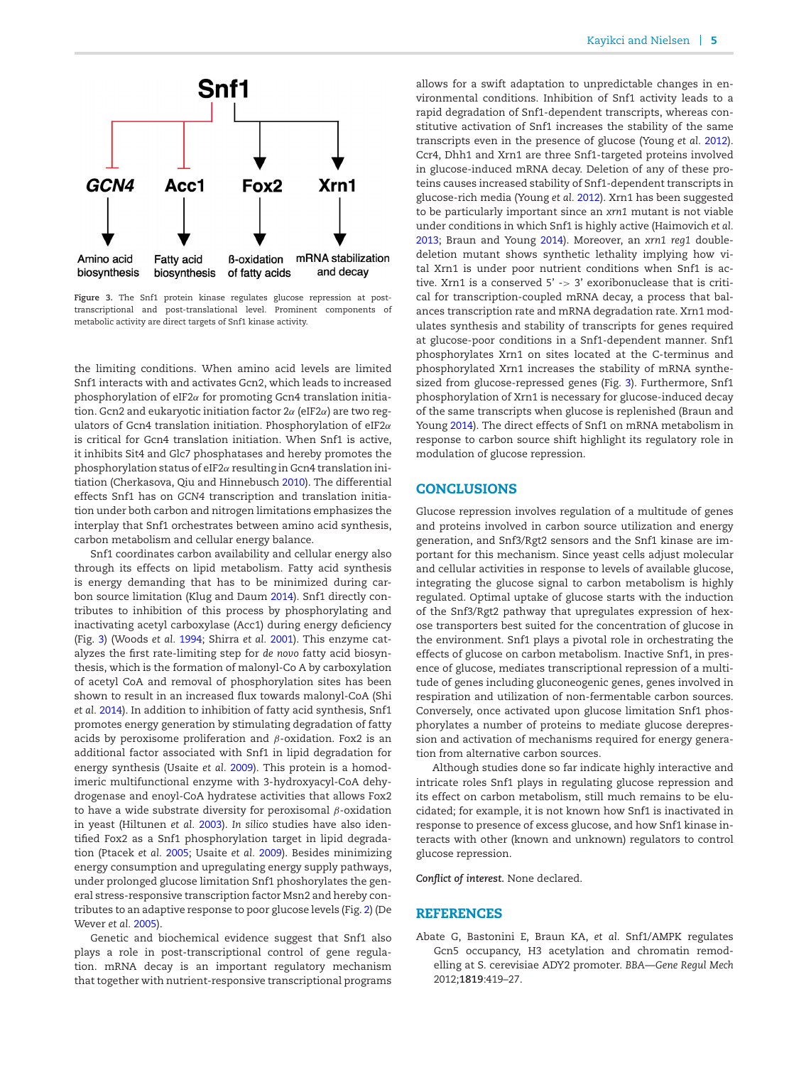Figure 3. The Snf1 protein kinase regulates glucose repression at post-transcriptional and post-translational level. Prominent components of metabolic activity are direct targets of Snf1 kinase activity.

the limiting conditions. When amino acid levels are limited Snf1 interacts with and activates Gcn2, which leads to increased phosphorylation of eIF2$\alpha$ for promoting Gcn4 translation initiation. Gcn2 and eukaryotic initiation factor 2$\alpha$ (eIF2$\alpha$) are two regulators of Gcn4 translation initiation. Phosphorylation of eIF2$\alpha$ is critical for Gcn4 translation initiation. When Snf1 is active, it inhibits Sit4 and Glc7 phosphatases and hereby promotes the phosphorylation status of eIF2$\alpha$ resulting in Gcn4 translation initiation (Cherkasova, Qiu and Hinnebusch 2010). The differential effects Snf1 has on *GCN4* transcription and translation initiation under both carbon and nitrogen limitations emphasizes the interplay that Snf1 orchestrates between amino acid synthesis, carbon metabolism and cellular energy balance.

Snf1 coordinates carbon availability and cellular energy also through its effects on lipid metabolism. Fatty acid synthesis is energy demanding that has to be minimized during carbon source limitation (Klug and Daum 2014). Snf1 directly contributes to inhibition of this process by phosphorylating and inactivating acetyl carboxylase (Acc1) during energy deficiency (Fig. 3) (Woods *et al.* 1994; Shirra *et al.* 2001). This enzyme catalyzes the first rate-limiting step for *de novo* fatty acid biosynthesis, which is the formation of malonyl-Co A by carboxylation of acetyl CoA and removal of phosphorylation sites has been shown to result in an increased flux towards malonyl-CoA (Shi *et al.* 2014). In addition to inhibition of fatty acid synthesis, Snf1 promotes energy generation by stimulating degradation of fatty acids by peroxisome proliferation and $\beta$-oxidation. Fox2 is an additional factor associated with Snf1 in lipid degradation for energy synthesis (Usaite *et al.* 2009). This protein is a homodimeric multifunctional enzyme with 3-hydroxyacyl-CoA dehydrogenase and enoyl-CoA hydratese activities that allows Fox2 to have a wide substrate diversity for peroxisomal $\beta$-oxidation in yeast (Hiltunen *et al.* 2003). *In silico* studies have also identified Fox2 as a Snf1 phosphorylation target in lipid degradation (Ptacek *et al.* 2005; Usaite *et al.* 2009). Besides minimizing energy consumption and upregulating energy supply pathways, under prolonged glucose limitation Snf1 phoshorylates the general stress-responsive transcription factor Msn2 and hereby contributes to an adaptive response to poor glucose levels (Fig. 2) (De Wever *et al.* 2005).

Genetic and biochemical evidence suggest that Snf1 also plays a role in post-transcriptional control of gene regulation. mRNA decay is an important regulatory mechanism that together with nutrient-responsive transcriptional programs allows for a swift adaptation to unpredictable changes in environmental conditions. Inhibition of Snf1 activity leads to a rapid degradation of Snf1-dependent transcripts, whereas constitutive activation of Snf1 increases the stability of the same transcripts even in the presence of glucose (Young *et al.* 2012). Ccr4, Dhh1 and Xrn1 are three Snf1-targeted proteins involved in glucose-induced mRNA decay. Deletion of any of these proteins causes increased stability of Snf1-dependent transcripts in glucose-rich media (Young *et al.* 2012). Xrn1 has been suggested to be particularly important since an *xrn1* mutant is not viable under conditions in which Snf1 is highly active (Haimovich *et al.* 2013; Braun and Young 2014). Moreover, an *xrn1 reg1* double-deletion mutant shows synthetic lethality implying how vital Xrn1 is under poor nutrient conditions when Snf1 is active. Xrn1 is a conserved 5' -> 3' exoribonuclease that is critical for transcription-coupled mRNA decay, a process that balances transcription rate and mRNA degradation rate. Xrn1 modulates synthesis and stability of transcripts for genes required at glucose-poor conditions in a Snf1-dependent manner. Snf1 phosphorylates Xrn1 on sites located at the C-terminus and phosphorylated Xrn1 increases the stability of mRNA synthesized from glucose-repressed genes (Fig. 3). Furthermore, Snf1 phosphorylation of Xrn1 is necessary for glucose-induced decay of the same transcripts when glucose is replenished (Braun and Young 2014). The direct effects of Snf1 on mRNA metabolism in response to carbon source shift highlight its regulatory role in modulation of glucose repression.

## CONCLUSIONS

Glucose repression involves regulation of a multitude of genes and proteins involved in carbon source utilization and energy generation, and Snf3/Rgt2 sensors and the Snf1 kinase are important for this mechanism. Since yeast cells adjust molecular and cellular activities in response to levels of available glucose, integrating the glucose signal to carbon metabolism is highly regulated. Optimal uptake of glucose starts with the induction of the Snf3/Rgt2 pathway that upregulates expression of hexose transporters best suited for the concentration of glucose in the environment. Snf1 plays a pivotal role in orchestrating the effects of glucose on carbon metabolism. Inactive Snf1, in presence of glucose, mediates transcriptional repression of a multitude of genes including gluconeogenic genes, genes involved in respiration and utilization of non-fermentable carbon sources. Conversely, once activated upon glucose limitation Snf1 phosphorylates a number of proteins to mediate glucose derepression and activation of mechanisms required for energy generation from alternative carbon sources.

Although studies done so far indicate highly interactive and intricate roles Snf1 plays in regulating glucose repression and its effect on carbon metabolism, still much remains to be elucidated; for example, it is not known how Snf1 is inactivated in response to presence of excess glucose, and how Snf1 kinase interacts with other (known and unknown) regulators to control glucose repression.

***Conflict of interest.*** None declared.

## REFERENCES

Abate G, Bastonini E, Braun KA, *et al.* Snf1/AMPK regulates Gcn5 occupancy, H3 acetylation and chromatin remodelling at S. cerevisiae ADY2 promoter. *BBA—Gene Regul Mech* 2012;**1819**:419–27.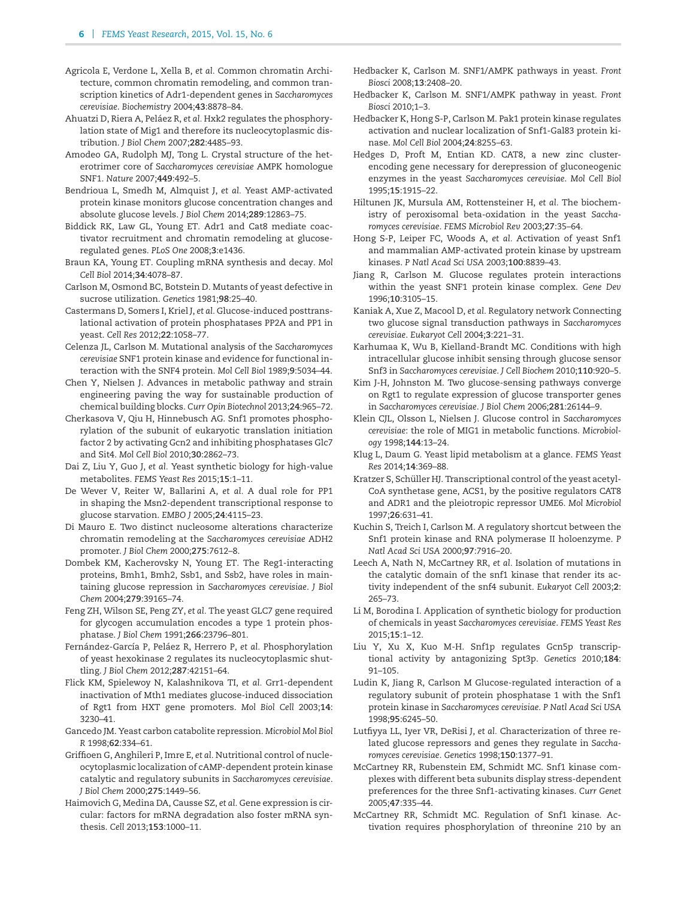Agricola E, Verdone L, Xella B, *et al.* Common chromatin Architecture, common chromatin remodeling, and common transcription kinetics of Adr1-dependent genes in *Saccharomyces cerevisiae*. *Biochemistry* 2004;**43**:8878–84.

Ahuatzi D, Riera A, Peláez R, *et al.* Hxk2 regulates the phosphorylation state of Mig1 and therefore its nucleocytoplasmic distribution. *J Biol Chem* 2007;**282**:4485–93.

Amodeo GA, Rudolph MJ, Tong L. Crystal structure of the heterotrimer core of *Saccharomyces cerevisiae* AMPK homologue SNF1. *Nature* 2007;**449**:492–5.

Bendrioua L, Smedh M, Almquist J, *et al.* Yeast AMP-activated protein kinase monitors glucose concentration changes and absolute glucose levels. *J Biol Chem* 2014;**289**:12863–75.

Biddick RK, Law GL, Young ET. Adr1 and Cat8 mediate coactivator recruitment and chromatin remodeling at glucose-regulated genes. *PLoS One* 2008;**3**:e1436.

Braun KA, Young ET. Coupling mRNA synthesis and decay. *Mol Cell Biol* 2014;**34**:4078–87.

Carlson M, Osmond BC, Botstein D. Mutants of yeast defective in sucrose utilization. *Genetics* 1981;**98**:25–40.

Castermans D, Somers I, Kriel J, *et al.* Glucose-induced posttranslational activation of protein phosphatases PP2A and PP1 in yeast. *Cell Res* 2012;**22**:1058–77.

Celenza JL, Carlson M. Mutational analysis of the *Saccharomyces cerevisiae* SNF1 protein kinase and evidence for functional interaction with the SNF4 protein. *Mol Cell Biol* 1989;**9**:5034–44.

Chen Y, Nielsen J. Advances in metabolic pathway and strain engineering paving the way for sustainable production of chemical building blocks. *Curr Opin Biotechnol* 2013;**24**:965–72.

Cherkasova V, Qiu H, Hinnebusch AG. Snf1 promotes phosphorylation of the subunit of eukaryotic translation initiation factor 2 by activating Gcn2 and inhibiting phosphatases Glc7 and Sit4. *Mol Cell Biol* 2010;**30**:2862–73.

Dai Z, Liu Y, Guo J, *et al.* Yeast synthetic biology for high-value metabolites. *FEMS Yeast Res* 2015;**15**:1–11.

De Wever V, Reiter W, Ballarini A, *et al.* A dual role for PP1 in shaping the Msn2-dependent transcriptional response to glucose starvation. *EMBO J* 2005;**24**:4115–23.

Di Mauro E. Two distinct nucleosome alterations characterize chromatin remodeling at the *Saccharomyces cerevisiae* ADH2 promoter. *J Biol Chem* 2000;**275**:7612–8.

Dombek KM, Kacherovsky N, Young ET. The Reg1-interacting proteins, Bmh1, Bmh2, Ssb1, and Ssb2, have roles in maintaining glucose repression in *Saccharomyces cerevisiae*. *J Biol Chem* 2004;**279**:39165–74.

Feng ZH, Wilson SE, Peng ZY, *et al.* The yeast GLC7 gene required for glycogen accumulation encodes a type 1 protein phosphatase. *J Biol Chem* 1991;**266**:23796–801.

Fernández-García P, Peláez R, Herrero P, *et al.* Phosphorylation of yeast hexokinase 2 regulates its nucleocytoplasmic shuttling. *J Biol Chem* 2012;**287**:42151–64.

Flick KM, Spielewoy N, Kalashnikova TI, *et al.* Grr1-dependent inactivation of Mth1 mediates glucose-induced dissociation of Rgt1 from HXT gene promoters. *Mol Biol Cell* 2003;**14**: 3230–41.

Gancedo JM. Yeast carbon catabolite repression. *Microbiol Mol Biol R* 1998;**62**:334–61.

Griffioen G, Anghileri P, Imre E, *et al.* Nutritional control of nucleocytoplasmic localization of cAMP-dependent protein kinase catalytic and regulatory subunits in *Saccharomyces cerevisiae*. *J Biol Chem* 2000;**275**:1449–56.

Haimovich G, Medina DA, Causse SZ, *et al.* Gene expression is circular: factors for mRNA degradation also foster mRNA synthesis. *Cell* 2013;**153**:1000–11.

Hedbacker K, Carlson M. SNF1/AMPK pathways in yeast. *Front Biosci* 2008;**13**:2408–20.

Hedbacker K, Carlson M. SNF1/AMPK pathway in yeast. *Front Biosci* 2010;1–3.

Hedbacker K, Hong S-P, Carlson M. Pak1 protein kinase regulates activation and nuclear localization of Snf1-Gal83 protein kinase. *Mol Cell Biol* 2004;**24**:8255–63.

Hedges D, Proft M, Entian KD. CAT8, a new zinc cluster-encoding gene necessary for derepression of gluconeogenic enzymes in the yeast *Saccharomyces cerevisiae*. *Mol Cell Biol* 1995;**15**:1915–22.

Hiltunen JK, Mursula AM, Rottensteiner H, *et al.* The biochemistry of peroxisomal beta-oxidation in the yeast *Saccharomyces cerevisiae*. *FEMS Microbiol Rev* 2003;**27**:35–64.

Hong S-P, Leiper FC, Woods A, *et al.* Activation of yeast Snf1 and mammalian AMP-activated protein kinase by upstream kinases. *P Natl Acad Sci USA* 2003;**100**:8839–43.

Jiang R, Carlson M. Glucose regulates protein interactions within the yeast SNF1 protein kinase complex. *Gene Dev* 1996;**10**:3105–15.

Kaniak A, Xue Z, Macool D, *et al.* Regulatory network Connecting two glucose signal transduction pathways in *Saccharomyces cerevisiae*. *Eukaryot Cell* 2004;**3**:221–31.

Karhumaa K, Wu B, Kielland-Brandt MC. Conditions with high intracellular glucose inhibit sensing through glucose sensor Snf3 in *Saccharomyces cerevisiae*. *J Cell Biochem* 2010;**110**:920–5.

Kim J-H, Johnston M. Two glucose-sensing pathways converge on Rgt1 to regulate expression of glucose transporter genes in *Saccharomyces cerevisiae*. *J Biol Chem* 2006;**281**:26144–9.

Klein CJL, Olsson L, Nielsen J. Glucose control in *Saccharomyces cerevisiae*: the role of MIG1 in metabolic functions. *Microbiology* 1998;**144**:13–24.

Klug L, Daum G. Yeast lipid metabolism at a glance. *FEMS Yeast Res* 2014;**14**:369–88.

Kratzer S, Schüller HJ. Transcriptional control of the yeast acetyl-CoA synthetase gene, ACS1, by the positive regulators CAT8 and ADR1 and the pleiotropic repressor UME6. *Mol Microbiol* 1997;**26**:631–41.

Kuchin S, Treich I, Carlson M. A regulatory shortcut between the Snf1 protein kinase and RNA polymerase II holoenzyme. *P Natl Acad Sci USA* 2000;**97**:7916–20.

Leech A, Nath N, McCartney RR, *et al.* Isolation of mutations in the catalytic domain of the snf1 kinase that render its activity independent of the snf4 subunit. *Eukaryot Cell* 2003;**2**: 265–73.

Li M, Borodina I. Application of synthetic biology for production of chemicals in yeast *Saccharomyces cerevisiae*. *FEMS Yeast Res* 2015;**15**:1–12.

Liu Y, Xu X, Kuo M-H. Snf1p regulates Gcn5p transcriptional activity by antagonizing Spt3p. *Genetics* 2010;**184**: 91–105.

Ludin K, Jiang R, Carlson M Glucose-regulated interaction of a regulatory subunit of protein phosphatase 1 with the Snf1 protein kinase in *Saccharomyces cerevisiae*. *P Natl Acad Sci USA* 1998;**95**:6245–50.

Lutfiyya LL, Iyer VR, DeRisi J, *et al.* Characterization of three related glucose repressors and genes they regulate in *Saccharomyces cerevisiae*. *Genetics* 1998;**150**:1377–91.

McCartney RR, Rubenstein EM, Schmidt MC. Snf1 kinase complexes with different beta subunits display stress-dependent preferences for the three Snf1-activating kinases. *Curr Genet* 2005;**47**:335–44.

McCartney RR, Schmidt MC. Regulation of Snf1 kinase. Activation requires phosphorylation of threonine 210 by an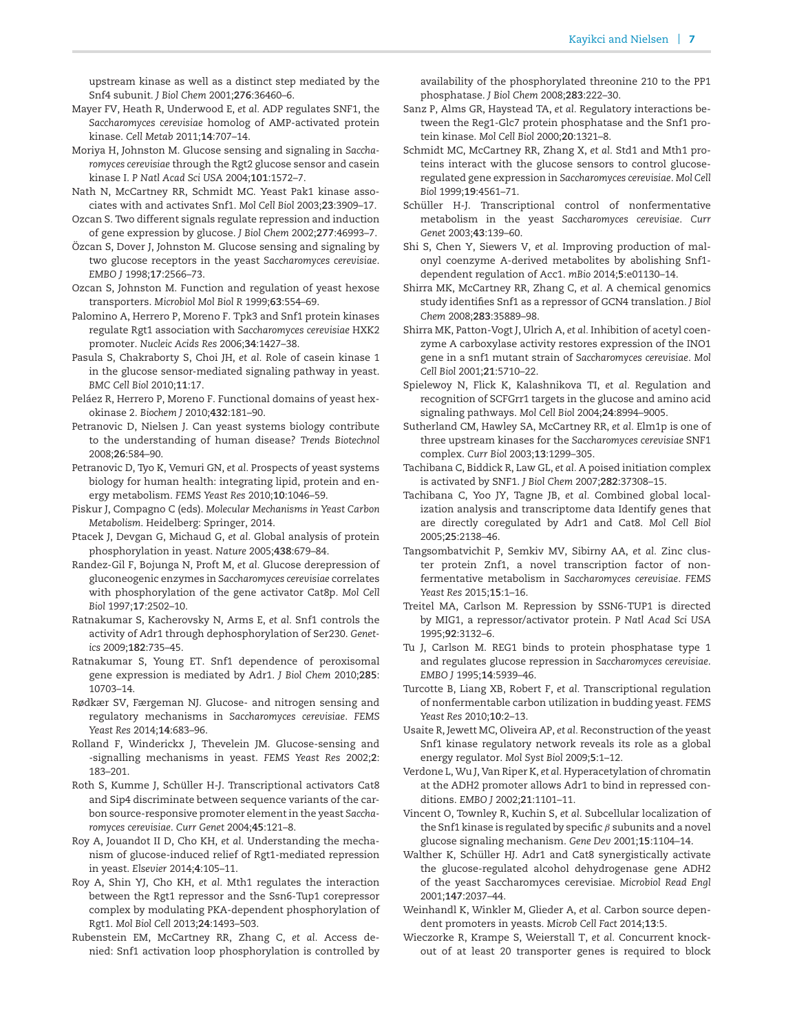upstream kinase as well as a distinct step mediated by the Snf4 subunit. *J Biol Chem* 2001;**276**:36460–6.

Mayer FV, Heath R, Underwood E, *et al.* ADP regulates SNF1, the *Saccharomyces cerevisiae* homolog of AMP-activated protein kinase. *Cell Metab* 2011;**14**:707–14.

Moriya H, Johnston M. Glucose sensing and signaling in *Saccharomyces cerevisiae* through the Rgt2 glucose sensor and casein kinase I. *P Natl Acad Sci USA* 2004;**101**:1572–7.

Nath N, McCartney RR, Schmidt MC. Yeast Pak1 kinase associates with and activates Snf1. *Mol Cell Biol* 2003;**23**:3909–17.

Ozcan S. Two different signals regulate repression and induction of gene expression by glucose. *J Biol Chem* 2002;**277**:46993–7.

Özcan S, Dover J, Johnston M. Glucose sensing and signaling by two glucose receptors in the yeast *Saccharomyces cerevisiae*. *EMBO J* 1998;**17**:2566–73.

Ozcan S, Johnston M. Function and regulation of yeast hexose transporters. *Microbiol Mol Biol R* 1999;**63**:554–69.

Palomino A, Herrero P, Moreno F. Tpk3 and Snf1 protein kinases regulate Rgt1 association with *Saccharomyces cerevisiae* HXK2 promoter. *Nucleic Acids Res* 2006;**34**:1427–38.

Pasula S, Chakraborty S, Choi JH, *et al.* Role of casein kinase 1 in the glucose sensor-mediated signaling pathway in yeast. *BMC Cell Biol* 2010;**11**:17.

Peláez R, Herrero P, Moreno F. Functional domains of yeast hexokinase 2. *Biochem J* 2010;**432**:181–90.

Petranovic D, Nielsen J. Can yeast systems biology contribute to the understanding of human disease? *Trends Biotechnol* 2008;**26**:584–90.

Petranovic D, Tyo K, Vemuri GN, *et al.* Prospects of yeast systems biology for human health: integrating lipid, protein and energy metabolism. *FEMS Yeast Res* 2010;**10**:1046–59.

Piskur J, Compagno C (eds). *Molecular Mechanisms in Yeast Carbon Metabolism*. Heidelberg: Springer, 2014.

Ptacek J, Devgan G, Michaud G, *et al.* Global analysis of protein phosphorylation in yeast. *Nature* 2005;**438**:679–84.

Randez-Gil F, Bojunga N, Proft M, *et al.* Glucose derepression of gluconeogenic enzymes in *Saccharomyces cerevisiae* correlates with phosphorylation of the gene activator Cat8p. *Mol Cell Biol* 1997;**17**:2502–10.

Ratnakumar S, Kacherovsky N, Arms E, *et al.* Snf1 controls the activity of Adr1 through dephosphorylation of Ser230. *Genetics* 2009;**182**:735–45.

Ratnakumar S, Young ET. Snf1 dependence of peroxisomal gene expression is mediated by Adr1. *J Biol Chem* 2010;**285**:10703–14.

Rødkær SV, Færgeman NJ. Glucose- and nitrogen sensing and regulatory mechanisms in *Saccharomyces cerevisiae*. *FEMS Yeast Res* 2014;**14**:683–96.

Rolland F, Winderickx J, Thevelein JM. Glucose-sensing and -signalling mechanisms in yeast. *FEMS Yeast Res* 2002;**2**:183–201.

Roth S, Kumme J, Schüller H-J. Transcriptional activators Cat8 and Sip4 discriminate between sequence variants of the carbon source-responsive promoter element in the yeast *Saccharomyces cerevisiae*. *Curr Genet* 2004;**45**:121–8.

Roy A, Jouandot II D, Cho KH, *et al.* Understanding the mechanism of glucose-induced relief of Rgt1-mediated repression in yeast. *Elsevier* 2014;**4**:105–11.

Roy A, Shin YJ, Cho KH, *et al.* Mth1 regulates the interaction between the Rgt1 repressor and the Ssn6-Tup1 corepressor complex by modulating PKA-dependent phosphorylation of Rgt1. *Mol Biol Cell* 2013;**24**:1493–503.

Rubenstein EM, McCartney RR, Zhang C, *et al.* Access denied: Snf1 activation loop phosphorylation is controlled by availability of the phosphorylated threonine 210 to the PP1 phosphatase. *J Biol Chem* 2008;**283**:222–30.

Sanz P, Alms GR, Haystead TA, *et al.* Regulatory interactions between the Reg1-Glc7 protein phosphatase and the Snf1 protein kinase. *Mol Cell Biol* 2000;**20**:1321–8.

Schmidt MC, McCartney RR, Zhang X, *et al.* Std1 and Mth1 proteins interact with the glucose sensors to control glucose-regulated gene expression in *Saccharomyces cerevisiae*. *Mol Cell Biol* 1999;**19**:4561–71.

Schüller H-J. Transcriptional control of nonfermentative metabolism in the yeast *Saccharomyces cerevisiae*. *Curr Genet* 2003;**43**:139–60.

Shi S, Chen Y, Siewers V, *et al.* Improving production of malonyl coenzyme A-derived metabolites by abolishing Snf1-dependent regulation of Acc1. *mBio* 2014;**5**:e01130–14.

Shirra MK, McCartney RR, Zhang C, *et al.* A chemical genomics study identifies Snf1 as a repressor of GCN4 translation. *J Biol Chem* 2008;**283**:35889–98.

Shirra MK, Patton-Vogt J, Ulrich A, *et al.* Inhibition of acetyl coenzyme A carboxylase activity restores expression of the INO1 gene in a snf1 mutant strain of *Saccharomyces cerevisiae*. *Mol Cell Biol* 2001;**21**:5710–22.

Spielewoy N, Flick K, Kalashnikova TI, *et al.* Regulation and recognition of SCFGrr1 targets in the glucose and amino acid signaling pathways. *Mol Cell Biol* 2004;**24**:8994–9005.

Sutherland CM, Hawley SA, McCartney RR, *et al.* Elm1p is one of three upstream kinases for the *Saccharomyces cerevisiae* SNF1 complex. *Curr Biol* 2003;**13**:1299–305.

Tachibana C, Biddick R, Law GL, *et al.* A poised initiation complex is activated by SNF1. *J Biol Chem* 2007;**282**:37308–15.

Tachibana C, Yoo JY, Tagne JB, *et al.* Combined global localization analysis and transcriptome data Identify genes that are directly coregulated by Adr1 and Cat8. *Mol Cell Biol* 2005;**25**:2138–46.

Tangsombatvichit P, Semkiv MV, Sibirny AA, *et al.* Zinc cluster protein Znf1, a novel transcription factor of non-fermentative metabolism in *Saccharomyces cerevisiae*. *FEMS Yeast Res* 2015;**15**:1–16.

Treitel MA, Carlson M. Repression by SSN6-TUP1 is directed by MIG1, a repressor/activator protein. *P Natl Acad Sci USA* 1995;**92**:3132–6.

Tu J, Carlson M. REG1 binds to protein phosphatase type 1 and regulates glucose repression in *Saccharomyces cerevisiae*. *EMBO J* 1995;**14**:5939–46.

Turcotte B, Liang XB, Robert F, *et al.* Transcriptional regulation of nonfermentable carbon utilization in budding yeast. *FEMS Yeast Res* 2010;**10**:2–13.

Usaite R, Jewett MC, Oliveira AP, *et al.* Reconstruction of the yeast Snf1 kinase regulatory network reveals its role as a global energy regulator. *Mol Syst Biol* 2009;**5**:1–12.

Verdone L, Wu J, Van Riper K, *et al.* Hyperacetylation of chromatin at the ADH2 promoter allows Adr1 to bind in repressed conditions. *EMBO J* 2002;**21**:1101–11.

Vincent O, Townley R, Kuchin S, *et al.* Subcellular localization of the Snf1 kinase is regulated by specific *β* subunits and a novel glucose signaling mechanism. *Gene Dev* 2001;**15**:1104–14.

Walther K, Schüller HJ. Adr1 and Cat8 synergistically activate the glucose-regulated alcohol dehydrogenase gene ADH2 of the yeast Saccharomyces cerevisiae. *Microbiol Read Engl* 2001;**147**:2037–44.

Weinhandl K, Winkler M, Glieder A, *et al.* Carbon source dependent promoters in yeasts. *Microb Cell Fact* 2014;**13**:5.

Wieczorke R, Krampe S, Weierstall T, *et al.* Concurrent knockout of at least 20 transporter genes is required to block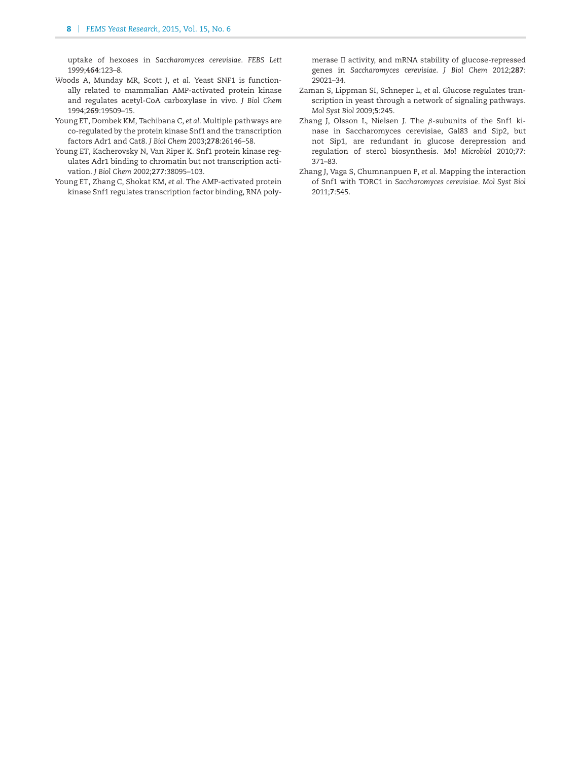uptake of hexoses in *Saccharomyces cerevisiae*. *FEBS Lett* 1999;**464**:123–8.

Woods A, Munday MR, Scott J, *et al.* Yeast SNF1 is functionally related to mammalian AMP-activated protein kinase and regulates acetyl-CoA carboxylase in vivo. *J Biol Chem* 1994;**269**:19509–15.

Young ET, Dombek KM, Tachibana C, *et al.* Multiple pathways are co-regulated by the protein kinase Snf1 and the transcription factors Adr1 and Cat8. *J Biol Chem* 2003;**278**:26146–58.

Young ET, Kacherovsky N, Van Riper K. Snf1 protein kinase regulates Adr1 binding to chromatin but not transcription activation. *J Biol Chem* 2002;**277**:38095–103.

Young ET, Zhang C, Shokat KM, *et al.* The AMP-activated protein kinase Snf1 regulates transcription factor binding, RNA polymerase II activity, and mRNA stability of glucose-repressed genes in *Saccharomyces cerevisiae*. *J Biol Chem* 2012;**287**: 29021–34.

Zaman S, Lippman SI, Schneper L, *et al.* Glucose regulates transcription in yeast through a network of signaling pathways. *Mol Syst Biol* 2009;**5**:245.

Zhang J, Olsson L, Nielsen J. The β-subunits of the Snf1 kinase in Saccharomyces cerevisiae, Gal83 and Sip2, but not Sip1, are redundant in glucose derepression and regulation of sterol biosynthesis. *Mol Microbiol* 2010;**77**: 371–83.

Zhang J, Vaga S, Chumnanpuen P, *et al.* Mapping the interaction of Snf1 with TORC1 in *Saccharomyces cerevisiae*. *Mol Syst Biol* 2011;**7**:545.